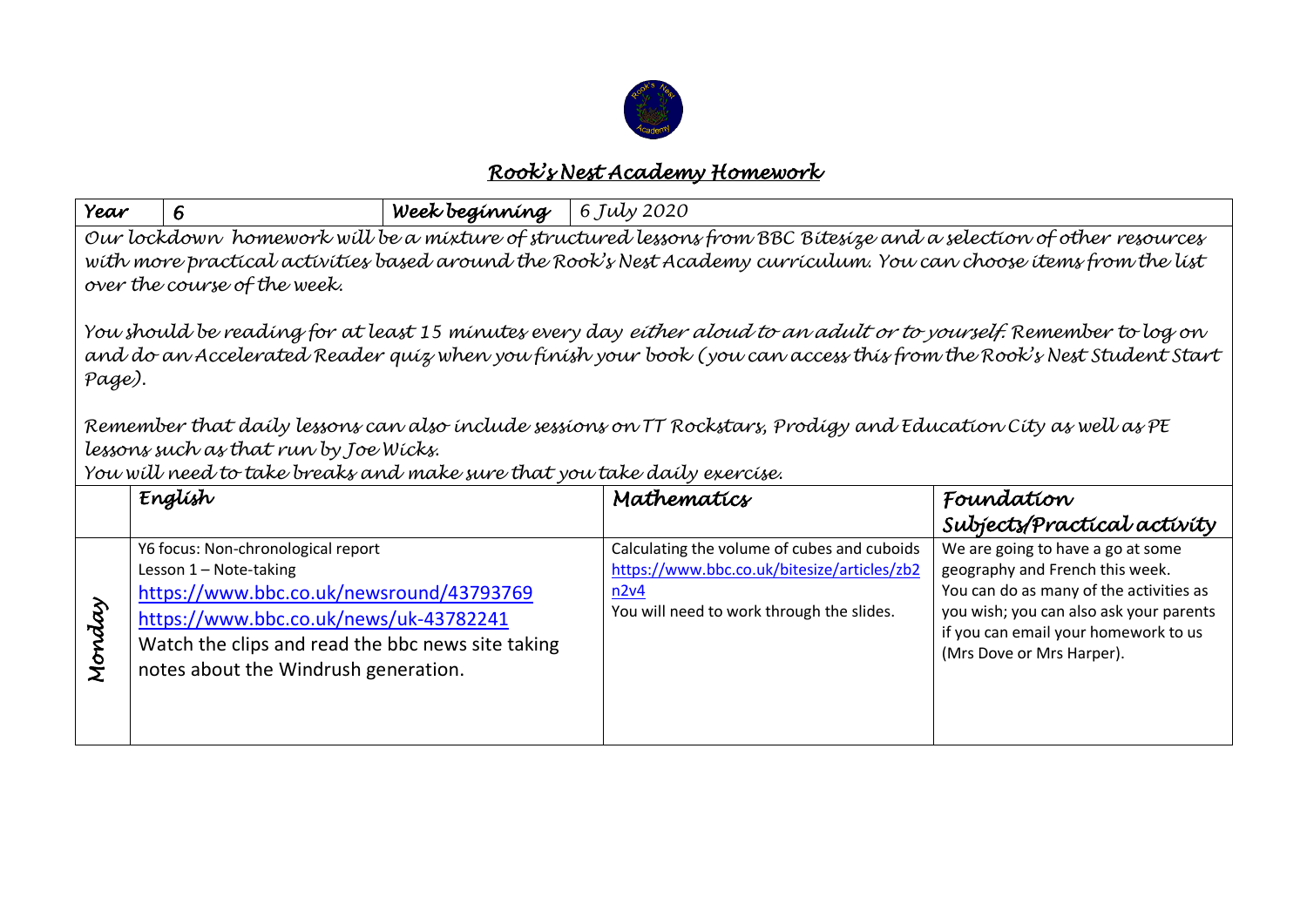# Rook's Nest Academy Homework

| Year | 6 | Week beginning | 6 July 2020 |
|---|---|---|---|

Our lockdown homework will be a mixture of structured lessons from BBC Bitesize and a selection of other resources with more practical activities based around the Rook's Nest Academy curriculum. You can choose items from the list over the course of the week.

You should be reading for at least 15 minutes every day either aloud to an adult or to yourself. Remember to log on and do an Accelerated Reader quiz when you finish your book (you can access this from the Rook's Nest Student Start Page).

Remember that daily lessons can also include sessions on TT Rockstars, Prodigy and Education City as well as PE lessons such as that run by Joe Wicks.
You will need to take breaks and make sure that you take daily exercise.

| | English | Mathematics | Foundation Subjects/Practical activity |
|---|---|---|---|
| Monday | Y6 focus: Non-chronological report<br>Lesson 1 – Note-taking<br>https://www.bbc.co.uk/newsround/43793769<br>https://www.bbc.co.uk/news/uk-43782241<br>Watch the clips and read the bbc news site taking notes about the Windrush generation. | Calculating the volume of cubes and cuboids<br>https://www.bbc.co.uk/bitesize/articles/zb2n2v4<br>You will need to work through the slides. | We are going to have a go at some geography and French this week. You can do as many of the activities as you wish; you can also ask your parents if you can email your homework to us (Mrs Dove or Mrs Harper). |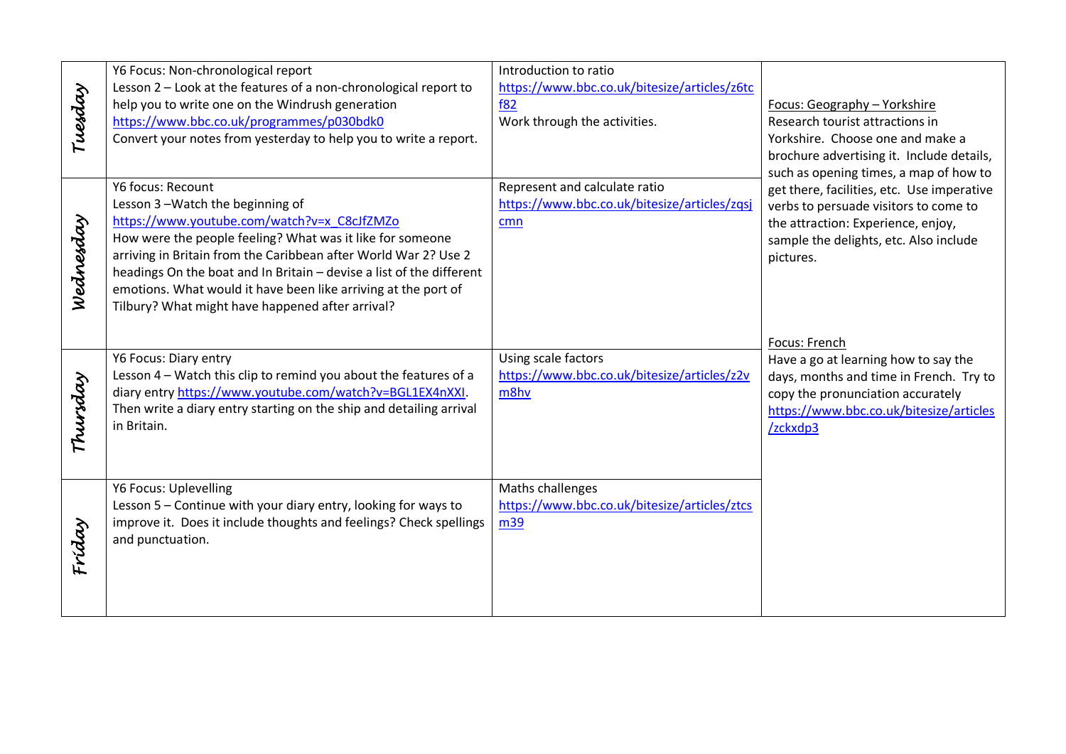| | | | |
|---|---|---|---|
| Tuesday | Y6 Focus: Non-chronological report<br>Lesson 2 – Look at the features of a non-chronological report to help you to write one on the Windrush generation<br>https://www.bbc.co.uk/programmes/p030bdk0<br>Convert your notes from yesterday to help you to write a report. | Introduction to ratio<br>https://www.bbc.co.uk/bitesize/articles/z6tcf82<br>Work through the activities. | Focus: Geography – Yorkshire<br>Research tourist attractions in Yorkshire. Choose one and make a brochure advertising it. Include details, such as opening times, a map of how to get there, facilities, etc. Use imperative verbs to persuade visitors to come to the attraction: Experience, enjoy, sample the delights, etc. Also include pictures. |
| Wednesday | Y6 focus: Recount<br>Lesson 3 –Watch the beginning of https://www.youtube.com/watch?v=x_C8cJfZMZo<br>How were the people feeling? What was it like for someone arriving in Britain from the Caribbean after World War 2? Use 2 headings On the boat and In Britain – devise a list of the different emotions. What would it have been like arriving at the port of Tilbury? What might have happened after arrival? | Represent and calculate ratio<br>https://www.bbc.co.uk/bitesize/articles/zqsjcmn | |
| Thursday | Y6 Focus: Diary entry<br>Lesson 4 – Watch this clip to remind you about the features of a diary entry https://www.youtube.com/watch?v=BGL1EX4nXXI. Then write a diary entry starting on the ship and detailing arrival in Britain. | Using scale factors<br>https://www.bbc.co.uk/bitesize/articles/z2vm8hv | Focus: French<br>Have a go at learning how to say the days, months and time in French. Try to copy the pronunciation accurately<br>https://www.bbc.co.uk/bitesize/articles/zckxdp3 |
| Friday | Y6 Focus: Uplevelling<br>Lesson 5 – Continue with your diary entry, looking for ways to improve it. Does it include thoughts and feelings? Check spellings and punctuation. | Maths challenges<br>https://www.bbc.co.uk/bitesize/articles/ztcsm39 | |